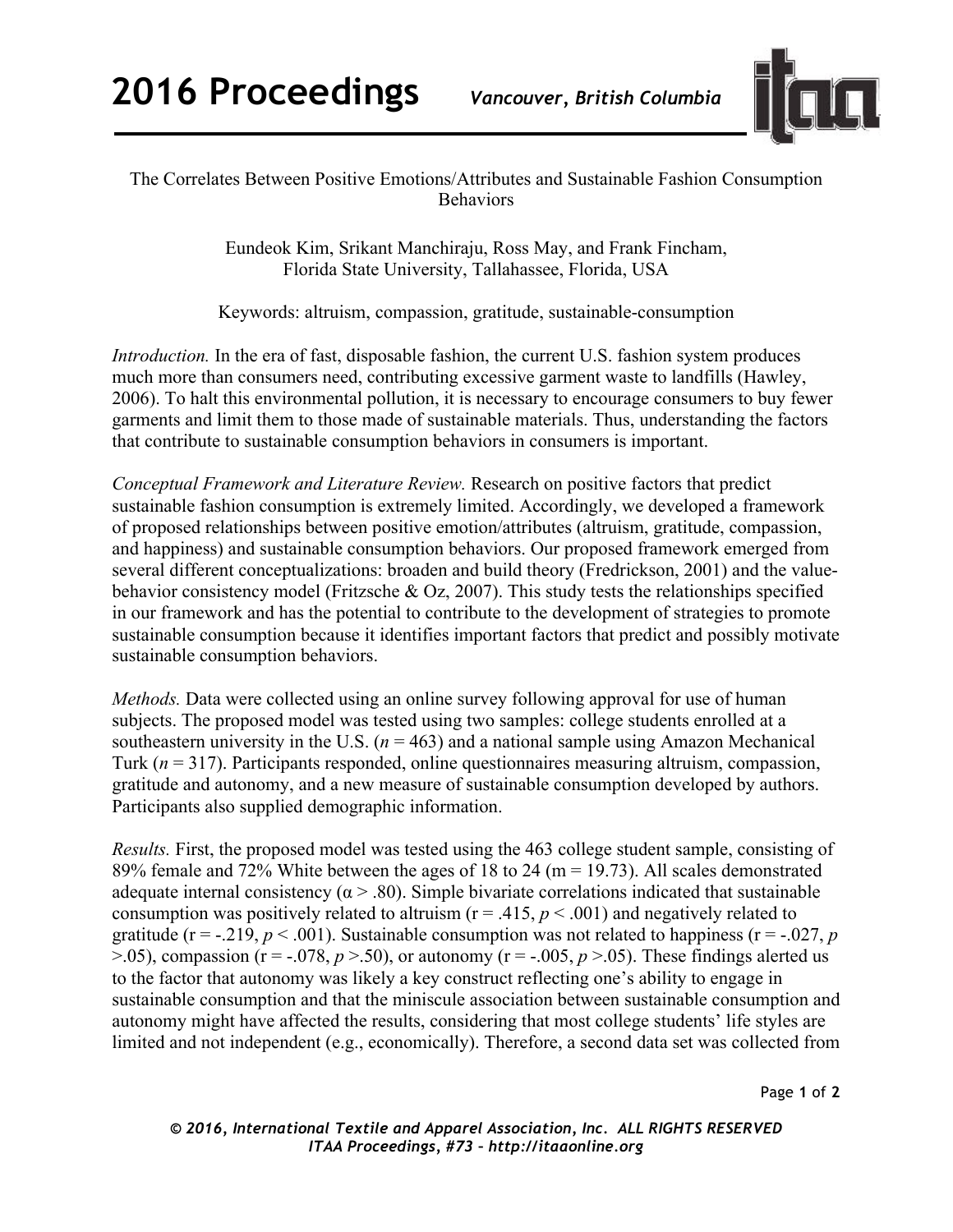The Correlates Between Positive Emotions/Attributes and Sustainable Fashion Consumption Behaviors

Eundeok Kim, Srikant Manchiraju, Ross May, and Frank Fincham,
Florida State University, Tallahassee, Florida, USA

Keywords: altruism, compassion, gratitude, sustainable-consumption

*Introduction.* In the era of fast, disposable fashion, the current U.S. fashion system produces much more than consumers need, contributing excessive garment waste to landfills (Hawley, 2006). To halt this environmental pollution, it is necessary to encourage consumers to buy fewer garments and limit them to those made of sustainable materials. Thus, understanding the factors that contribute to sustainable consumption behaviors in consumers is important.

*Conceptual Framework and Literature Review.* Research on positive factors that predict sustainable fashion consumption is extremely limited. Accordingly, we developed a framework of proposed relationships between positive emotion/attributes (altruism, gratitude, compassion, and happiness) and sustainable consumption behaviors. Our proposed framework emerged from several different conceptualizations: broaden and build theory (Fredrickson, 2001) and the value-behavior consistency model (Fritzsche & Oz, 2007). This study tests the relationships specified in our framework and has the potential to contribute to the development of strategies to promote sustainable consumption because it identifies important factors that predict and possibly motivate sustainable consumption behaviors.

*Methods.* Data were collected using an online survey following approval for use of human subjects. The proposed model was tested using two samples: college students enrolled at a southeastern university in the U.S. ($n = 463$) and a national sample using Amazon Mechanical Turk ($n = 317$). Participants responded, online questionnaires measuring altruism, compassion, gratitude and autonomy, and a new measure of sustainable consumption developed by authors. Participants also supplied demographic information.

*Results.* First, the proposed model was tested using the 463 college student sample, consisting of 89% female and 72% White between the ages of 18 to 24 (m = 19.73). All scales demonstrated adequate internal consistency ($\alpha > .80$). Simple bivariate correlations indicated that sustainable consumption was positively related to altruism ($r = .415$, $p < .001$) and negatively related to gratitude ($r = -.219$, $p < .001$). Sustainable consumption was not related to happiness ($r = -.027$, $p > .05$), compassion ($r = -.078$, $p > .50$), or autonomy ($r = -.005$, $p > .05$). These findings alerted us to the factor that autonomy was likely a key construct reflecting one's ability to engage in sustainable consumption and that the miniscule association between sustainable consumption and autonomy might have affected the results, considering that most college students' life styles are limited and not independent (e.g., economically). Therefore, a second data set was collected from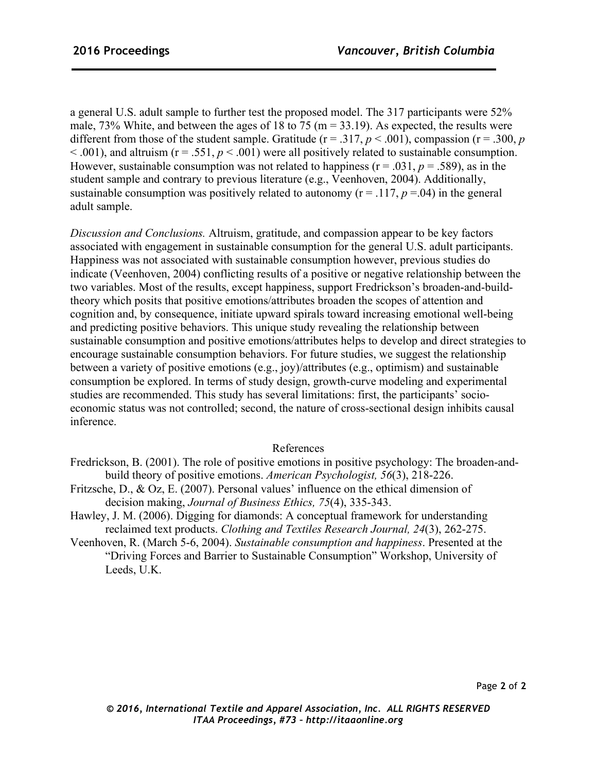a general U.S. adult sample to further test the proposed model. The 317 participants were 52% male, 73% White, and between the ages of 18 to 75 (m = 33.19). As expected, the results were different from those of the student sample. Gratitude ($r = .317$, $p < .001$), compassion ($r = .300$, $p < .001$), and altruism ($r = .551$, $p < .001$) were all positively related to sustainable consumption. However, sustainable consumption was not related to happiness ($r = .031$, $p = .589$), as in the student sample and contrary to previous literature (e.g., Veenhoven, 2004). Additionally, sustainable consumption was positively related to autonomy ($r = .117$, $p = .04$) in the general adult sample.

*Discussion and Conclusions.* Altruism, gratitude, and compassion appear to be key factors associated with engagement in sustainable consumption for the general U.S. adult participants. Happiness was not associated with sustainable consumption however, previous studies do indicate (Veenhoven, 2004) conflicting results of a positive or negative relationship between the two variables. Most of the results, except happiness, support Fredrickson's broaden-and-build-theory which posits that positive emotions/attributes broaden the scopes of attention and cognition and, by consequence, initiate upward spirals toward increasing emotional well-being and predicting positive behaviors. This unique study revealing the relationship between sustainable consumption and positive emotions/attributes helps to develop and direct strategies to encourage sustainable consumption behaviors. For future studies, we suggest the relationship between a variety of positive emotions (e.g., joy)/attributes (e.g., optimism) and sustainable consumption be explored. In terms of study design, growth-curve modeling and experimental studies are recommended. This study has several limitations: first, the participants' socio-economic status was not controlled; second, the nature of cross-sectional design inhibits causal inference.

## References

Fredrickson, B. (2001). The role of positive emotions in positive psychology: The broaden-and-build theory of positive emotions. *American Psychologist, 56*(3), 218-226.

Fritzsche, D., & Oz, E. (2007). Personal values' influence on the ethical dimension of decision making, *Journal of Business Ethics, 75*(4), 335-343.

Hawley, J. M. (2006). Digging for diamonds: A conceptual framework for understanding reclaimed text products. *Clothing and Textiles Research Journal, 24*(3), 262-275.

Veenhoven, R. (March 5-6, 2004). *Sustainable consumption and happiness*. Presented at the "Driving Forces and Barrier to Sustainable Consumption" Workshop, University of Leeds, U.K.